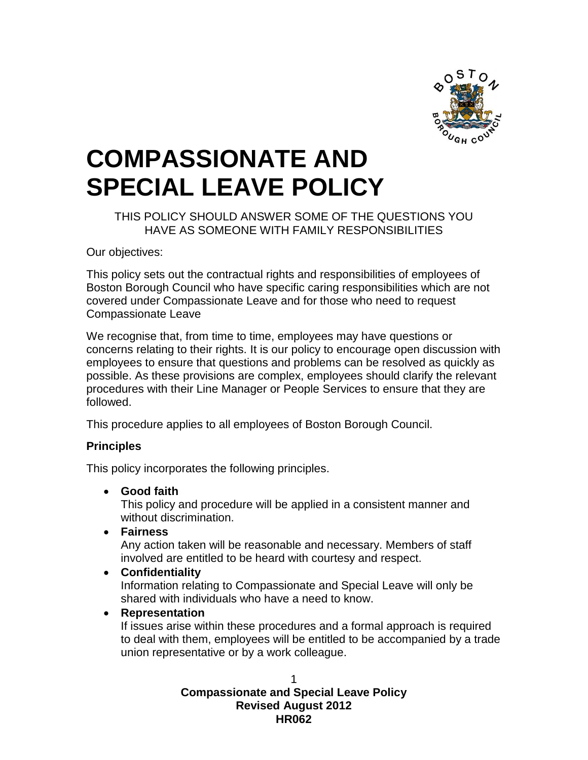# COMPASSIONATE AND SPECIAL LEAVE POLICY

THIS POLICY SHOULD ANSWER SOME OF THE QUESTIONS YOU HAVE AS SOMEONE WITH FAMILY RESPONSIBILITIES

Our objectives:

This policy sets out the contractual rights and responsibilities of employees of Boston Borough Council who have specific caring responsibilities which are not covered under Compassionate Leave and for those who need to request Compassionate Leave

We recognise that, from time to time, employees may have questions or concerns relating to their rights. It is our policy to encourage open discussion with employees to ensure that questions and problems can be resolved as quickly as possible. As these provisions are complex, employees should clarify the relevant procedures with their Line Manager or People Services to ensure that they are followed.

This procedure applies to all employees of Boston Borough Council.

**Principles**

This policy incorporates the following principles.

- **Good faith**
  This policy and procedure will be applied in a consistent manner and without discrimination.
- **Fairness**
  Any action taken will be reasonable and necessary. Members of staff involved are entitled to be heard with courtesy and respect.
- **Confidentiality**
  Information relating to Compassionate and Special Leave will only be shared with individuals who have a need to know.
- **Representation**
  If issues arise within these procedures and a formal approach is required to deal with them, employees will be entitled to be accompanied by a trade union representative or by a work colleague.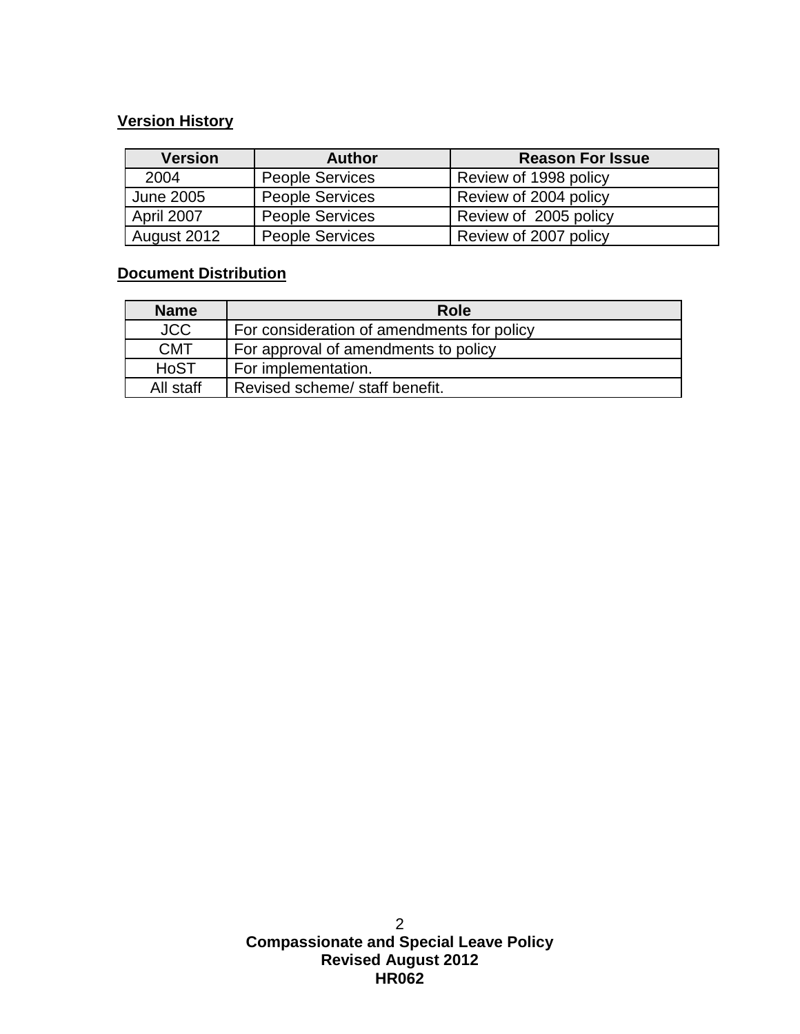**Version History**

| Version | Author | Reason For Issue |
|---|---|---|
| 2004 | People Services | Review of 1998 policy |
| June 2005 | People Services | Review of 2004 policy |
| April 2007 | People Services | Review of 2005 policy |
| August 2012 | People Services | Review of 2007 policy |

**Document Distribution**

| Name | Role |
|---|---|
| JCC | For consideration of amendments for policy |
| CMT | For approval of amendments to policy |
| HoST | For implementation. |
| All staff | Revised scheme/ staff benefit. |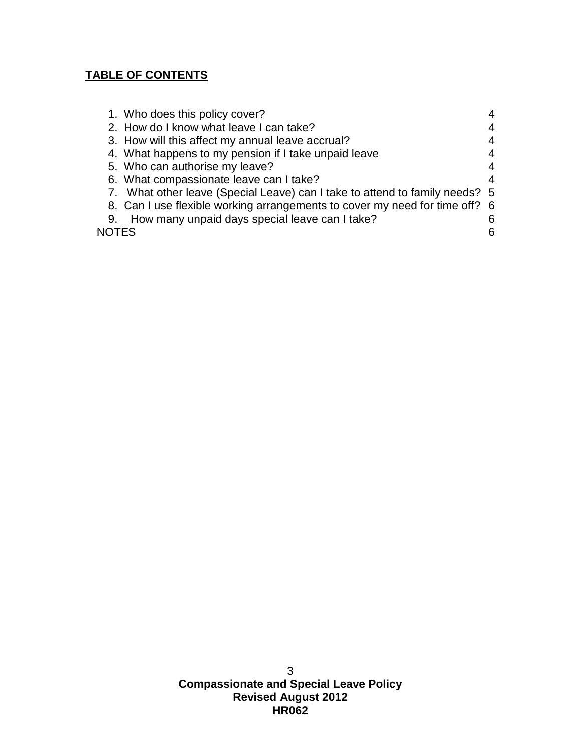**TABLE OF CONTENTS**

| | |
|---|---|
| 1. Who does this policy cover? | 4 |
| 2. How do I know what leave I can take? | 4 |
| 3. How will this affect my annual leave accrual? | 4 |
| 4. What happens to my pension if I take unpaid leave | 4 |
| 5. Who can authorise my leave? | 4 |
| 6. What compassionate leave can I take? | 4 |
| 7. What other leave (Special Leave) can I take to attend to family needs? | 5 |
| 8. Can I use flexible working arrangements to cover my need for time off? | 6 |
| 9. How many unpaid days special leave can I take? | 6 |
| NOTES | 6 |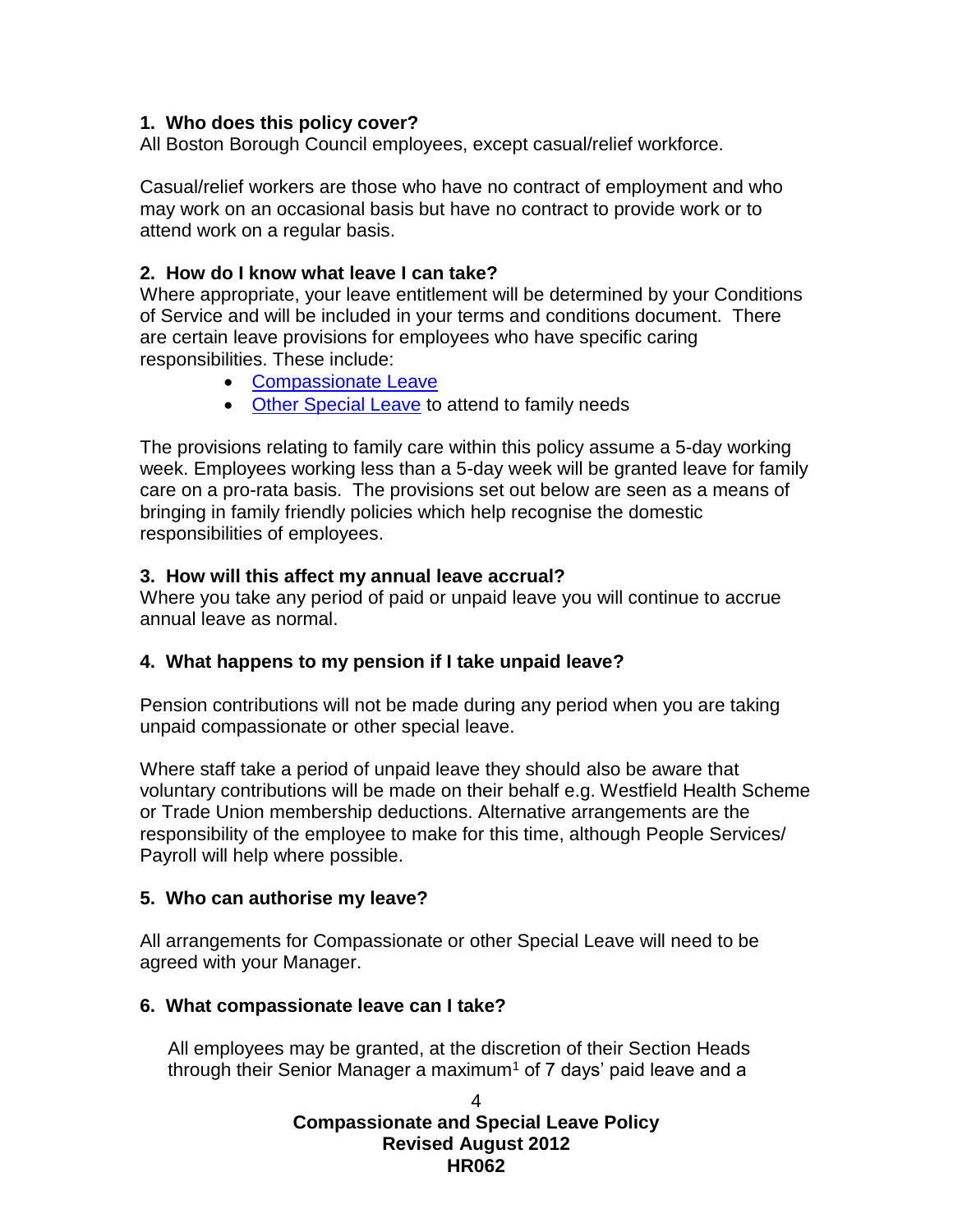## 1. Who does this policy cover?

All Boston Borough Council employees, except casual/relief workforce.

Casual/relief workers are those who have no contract of employment and who may work on an occasional basis but have no contract to provide work or to attend work on a regular basis.

## 2. How do I know what leave I can take?

Where appropriate, your leave entitlement will be determined by your Conditions of Service and will be included in your terms and conditions document. There are certain leave provisions for employees who have specific caring responsibilities. These include:

- Compassionate Leave
- Other Special Leave to attend to family needs

The provisions relating to family care within this policy assume a 5-day working week. Employees working less than a 5-day week will be granted leave for family care on a pro-rata basis. The provisions set out below are seen as a means of bringing in family friendly policies which help recognise the domestic responsibilities of employees.

## 3. How will this affect my annual leave accrual?

Where you take any period of paid or unpaid leave you will continue to accrue annual leave as normal.

## 4. What happens to my pension if I take unpaid leave?

Pension contributions will not be made during any period when you are taking unpaid compassionate or other special leave.

Where staff take a period of unpaid leave they should also be aware that voluntary contributions will be made on their behalf e.g. Westfield Health Scheme or Trade Union membership deductions. Alternative arrangements are the responsibility of the employee to make for this time, although People Services/ Payroll will help where possible.

## 5. Who can authorise my leave?

All arrangements for Compassionate or other Special Leave will need to be agreed with your Manager.

## 6. What compassionate leave can I take?

All employees may be granted, at the discretion of their Section Heads through their Senior Manager a maximum[1] of 7 days' paid leave and a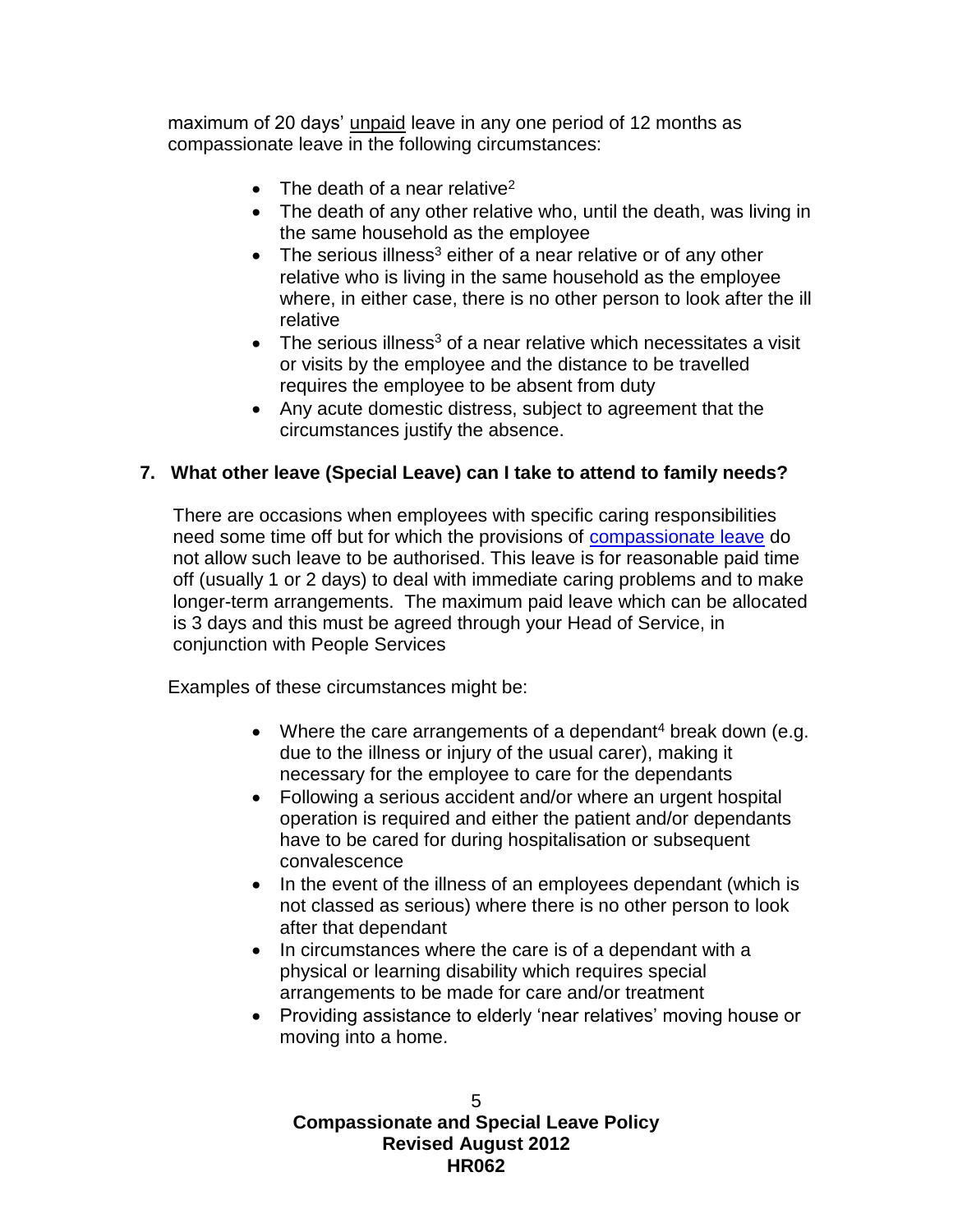maximum of 20 days' unpaid leave in any one period of 12 months as compassionate leave in the following circumstances:

- The death of a near relative[2]
- The death of any other relative who, until the death, was living in the same household as the employee
- The serious illness[3] either of a near relative or of any other relative who is living in the same household as the employee where, in either case, there is no other person to look after the ill relative
- The serious illness[3] of a near relative which necessitates a visit or visits by the employee and the distance to be travelled requires the employee to be absent from duty
- Any acute domestic distress, subject to agreement that the circumstances justify the absence.

## 7. What other leave (Special Leave) can I take to attend to family needs?

There are occasions when employees with specific caring responsibilities need some time off but for which the provisions of compassionate leave do not allow such leave to be authorised. This leave is for reasonable paid time off (usually 1 or 2 days) to deal with immediate caring problems and to make longer-term arrangements. The maximum paid leave which can be allocated is 3 days and this must be agreed through your Head of Service, in conjunction with People Services

Examples of these circumstances might be:

- Where the care arrangements of a dependant[4] break down (e.g. due to the illness or injury of the usual carer), making it necessary for the employee to care for the dependants
- Following a serious accident and/or where an urgent hospital operation is required and either the patient and/or dependants have to be cared for during hospitalisation or subsequent convalescence
- In the event of the illness of an employees dependant (which is not classed as serious) where there is no other person to look after that dependant
- In circumstances where the care is of a dependant with a physical or learning disability which requires special arrangements to be made for care and/or treatment
- Providing assistance to elderly 'near relatives' moving house or moving into a home.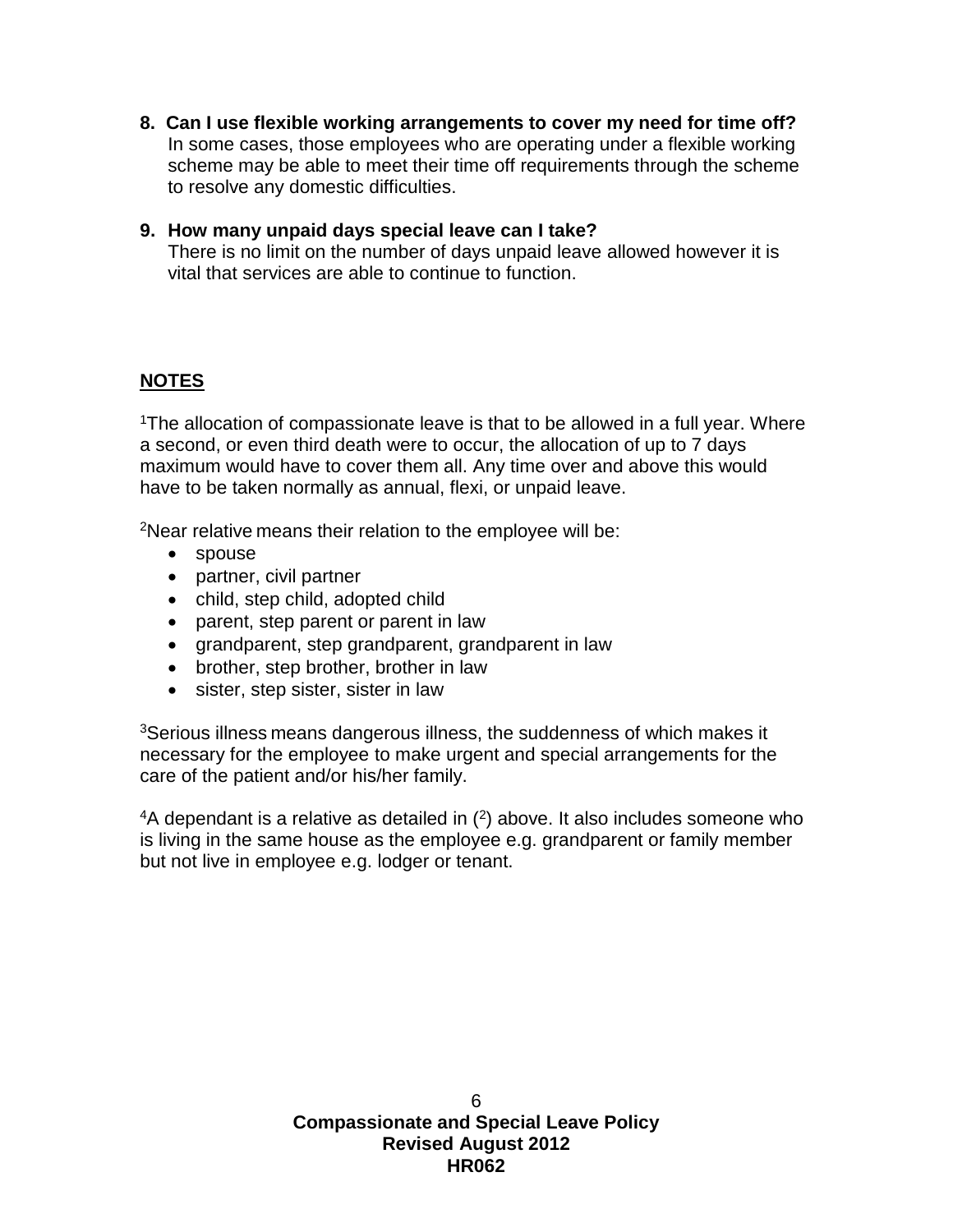**8. Can I use flexible working arrangements to cover my need for time off?**
In some cases, those employees who are operating under a flexible working scheme may be able to meet their time off requirements through the scheme to resolve any domestic difficulties.

**9. How many unpaid days special leave can I take?**
There is no limit on the number of days unpaid leave allowed however it is vital that services are able to continue to function.

## NOTES

[1]The allocation of compassionate leave is that to be allowed in a full year. Where a second, or even third death were to occur, the allocation of up to 7 days maximum would have to cover them all. Any time over and above this would have to be taken normally as annual, flexi, or unpaid leave.

[2]Near relative means their relation to the employee will be:

- spouse
- partner, civil partner
- child, step child, adopted child
- parent, step parent or parent in law
- grandparent, step grandparent, grandparent in law
- brother, step brother, brother in law
- sister, step sister, sister in law

[3]Serious illness means dangerous illness, the suddenness of which makes it necessary for the employee to make urgent and special arrangements for the care of the patient and/or his/her family.

[4]A dependant is a relative as detailed in ([2]) above. It also includes someone who is living in the same house as the employee e.g. grandparent or family member but not live in employee e.g. lodger or tenant.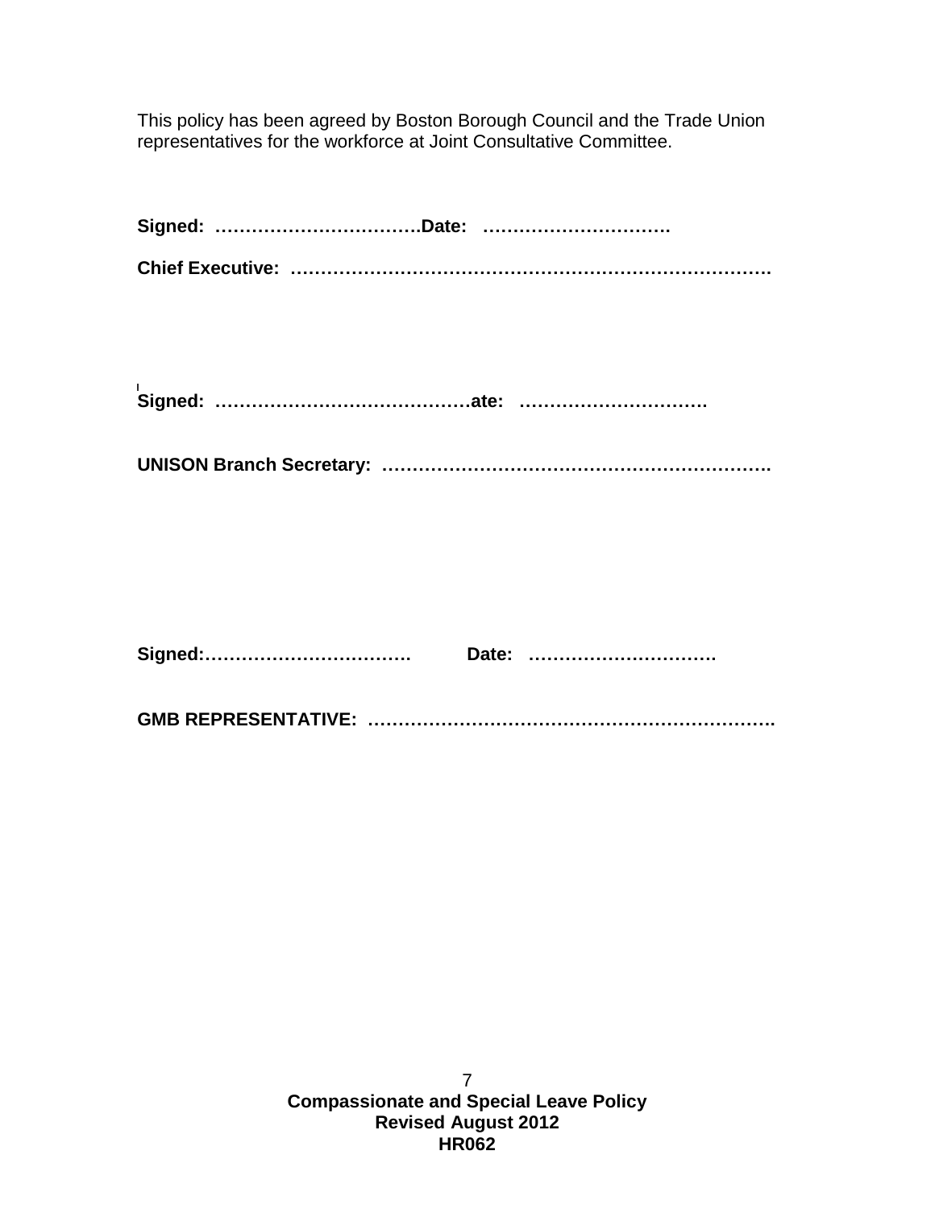This policy has been agreed by Boston Borough Council and the Trade Union representatives for the workforce at Joint Consultative Committee.

**Signed: …………………………….Date: ………………………….**

**Chief Executive: ……………………………………………………………………….**

**Signed: ……………………………………ate: ………………………….**

**UNISON Branch Secretary: ………………………………………………………….**

**Signed:……………………………. Date: ………………………….**

**GMB REPRESENTATIVE: …………………………………………………………….**